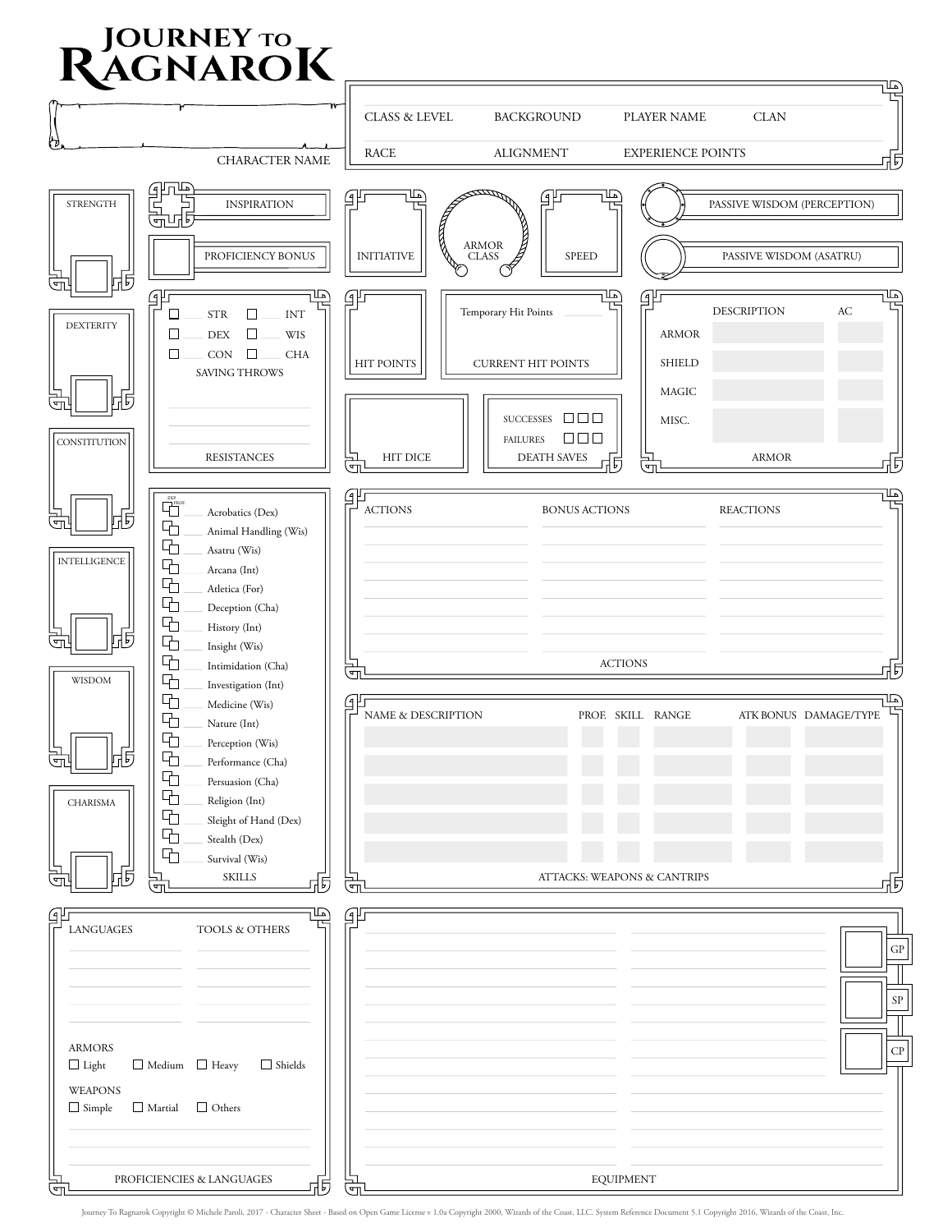# JOURNEY TO RAGNAROK

CHARACTER NAME

CLASS & LEVEL | BACKGROUND | PLAYER NAME | CLAN

RACE | ALIGNMENT | EXPERIENCE POINTS

STRENGTH

DEXTERITY

CONSTITUTION

INTELLIGENCE

WISDOM

CHARISMA

INSPIRATION

PROFICIENCY BONUS

☐ STR ☐ INT
☐ DEX ☐ WIS
☐ CON ☐ CHA

SAVING THROWS

RESISTANCES

INITIATIVE

ARMOR CLASS

SPEED

PASSIVE WISDOM (PERCEPTION)

PASSIVE WISDOM (ASATRU)

HIT POINTS

Temporary Hit Points

CURRENT HIT POINTS

HIT DICE

SUCCESSES ☐☐☐
FAILURES ☐☐☐

DEATH SAVES

| | DESCRIPTION | AC |
|---|---|---|
| ARMOR | | |
| SHIELD | | |
| MAGIC | | |
| MISC. | | |

ARMOR

EXP. PROF.

- Acrobatics (Dex)
- Animal Handling (Wis)
- Asatru (Wis)
- Arcana (Int)
- Atletica (For)
- Deception (Cha)
- History (Int)
- Insight (Wis)
- Intimidation (Cha)
- Investigation (Int)
- Medicine (Wis)
- Nature (Int)
- Perception (Wis)
- Performance (Cha)
- Persuasion (Cha)
- Religion (Int)
- Sleight of Hand (Dex)
- Stealth (Dex)
- Survival (Wis)

SKILLS

| ACTIONS | BONUS ACTIONS | REACTIONS |
|---|---|---|
| | | |

ACTIONS

| NAME & DESCRIPTION | PROF. | SKILL | RANGE | ATK BONUS | DAMAGE/TYPE |
|---|---|---|---|---|---|
| | | | | | |
| | | | | | |
| | | | | | |
| | | | | | |
| | | | | | |

ATTACKS: WEAPONS & CANTRIPS

LANGUAGES | TOOLS & OTHERS

ARMORS
☐ Light ☐ Medium ☐ Heavy ☐ Shields

WEAPONS
☐ Simple ☐ Martial ☐ Others

PROFICIENCIES & LANGUAGES

GP

SP

CP

EQUIPMENT

Journey To Ragnarok Copyright © Michele Paroli, 2017 - Character Sheet - Based on Open Game License v 1.0a Copyright 2000, Wizards of the Coast, LLC. System Reference Document 5.1 Copyright 2016, Wizards of the Coast, Inc.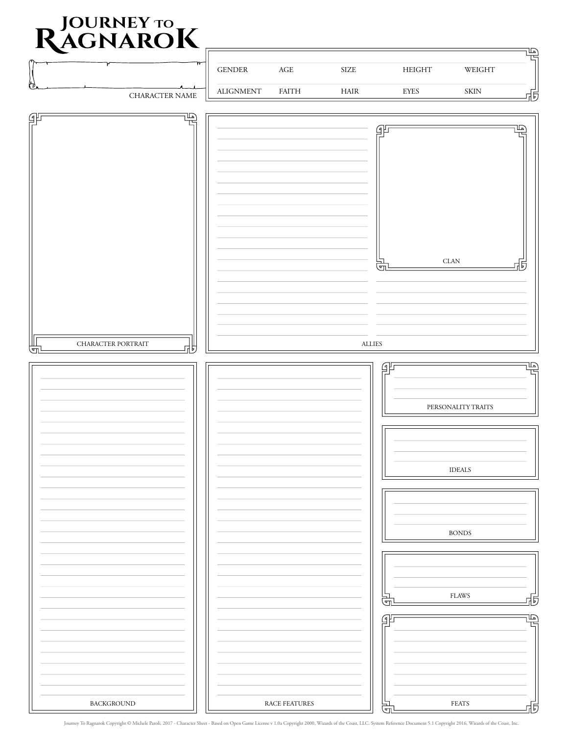# JOURNEY TO RAGNAROK

CHARACTER NAME

| GENDER | AGE | SIZE | HEIGHT | WEIGHT |
| --- | --- | --- | --- | --- |
| **ALIGNMENT** | **FAITH** | **HAIR** | **EYES** | **SKIN** |

CHARACTER PORTRAIT

CLAN

ALLIES

BACKGROUND

RACE FEATURES

PERSONALITY TRAITS

IDEALS

BONDS

FLAWS

FEATS

Journey To Ragnarok Copyright © Michele Paroli, 2017 - Character Sheet - Based on Open Game License v 1.0a Copyright 2000, Wizards of the Coast, LLC. System Reference Document 5.1 Copyright 2016, Wizards of the Coast, Inc.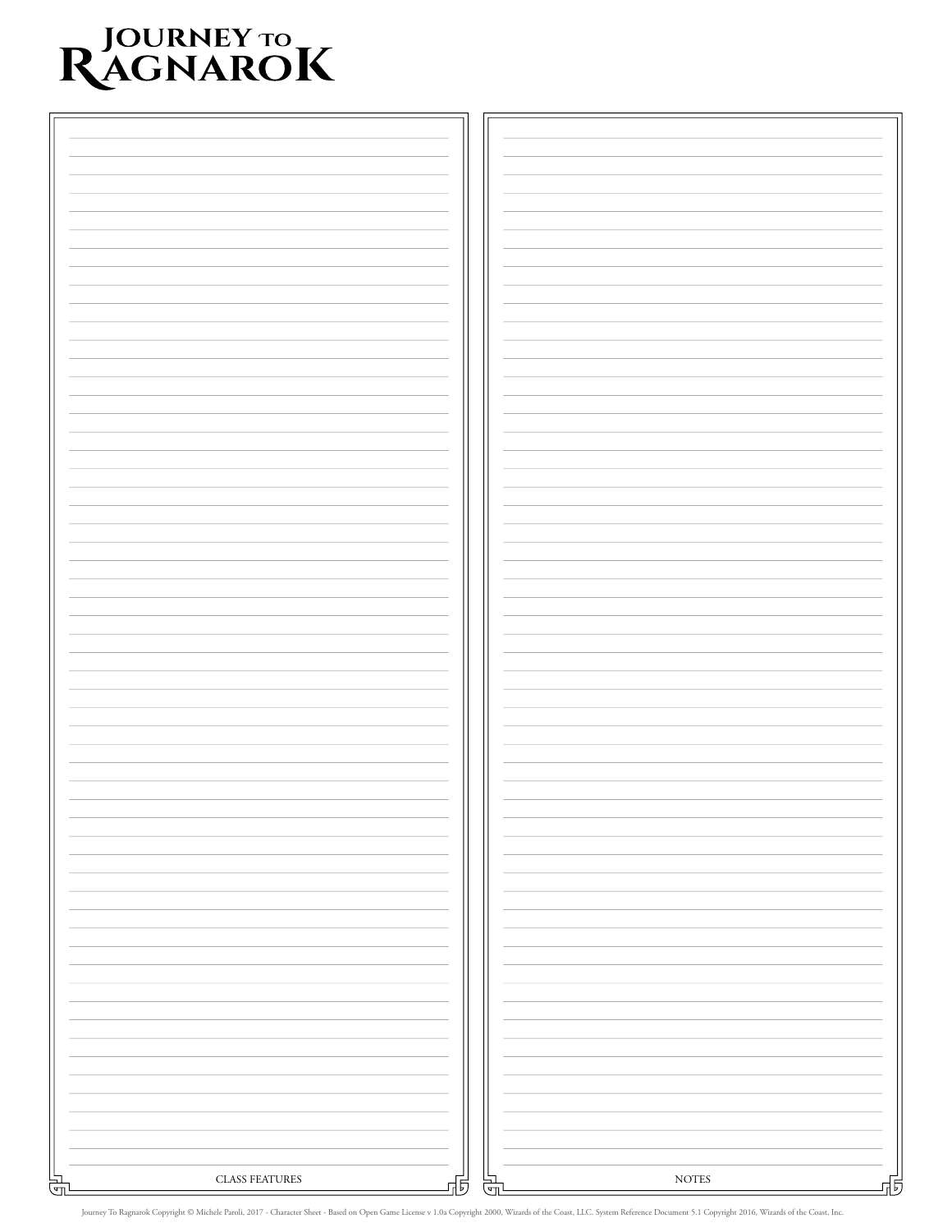# JOURNEY TO RAGNAROK

CLASS FEATURES

NOTES

Journey To Ragnarok Copyright © Michele Paroli, 2017 - Character Sheet - Based on Open Game License v 1.0a Copyright 2000, Wizards of the Coast, LLC. System Reference Document 5.1 Copyright 2016, Wizards of the Coast, Inc.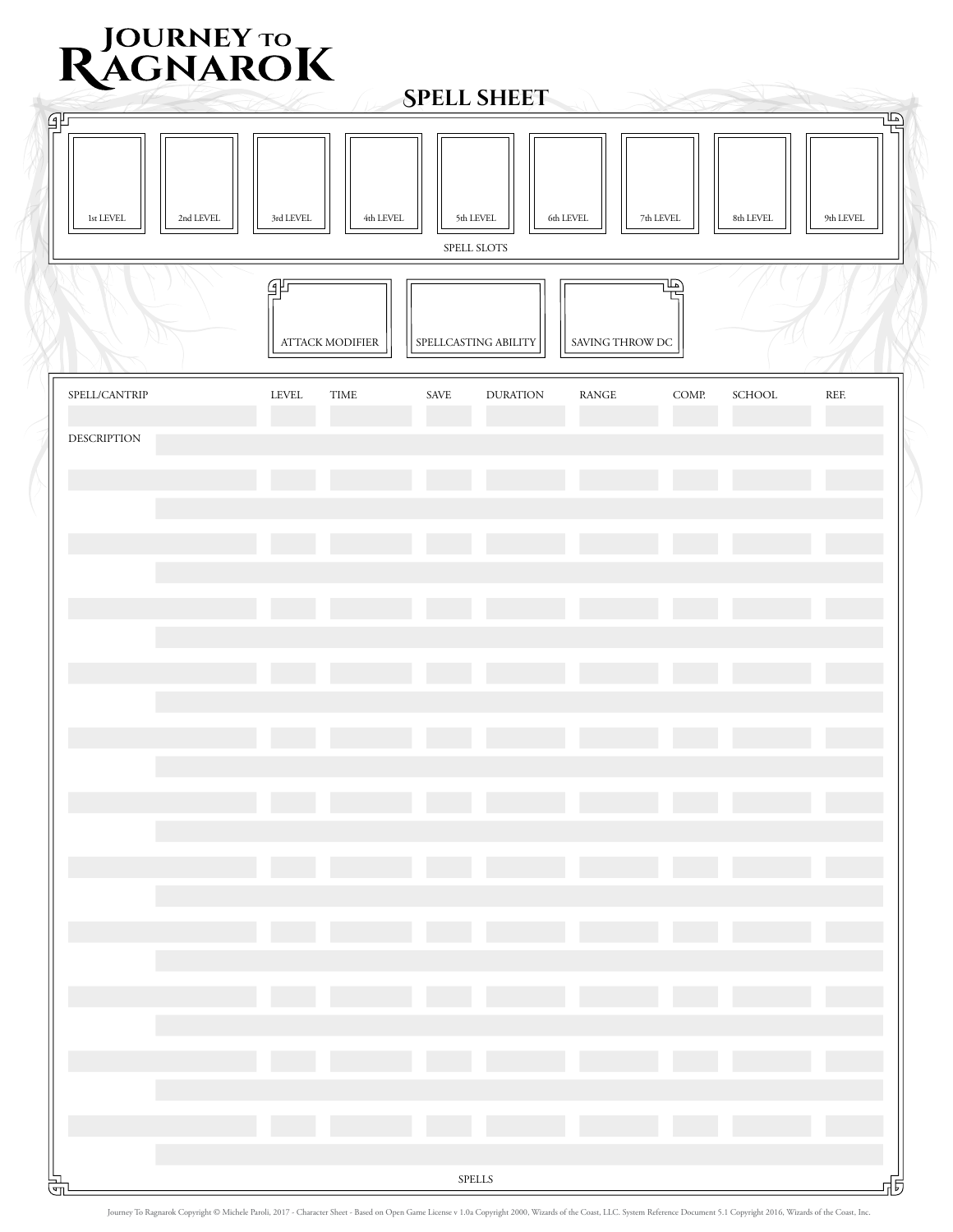# JOURNEY TO RAGNAROK

## SPELL SHEET

### SPELL SLOTS

| 1st LEVEL | 2nd LEVEL | 3rd LEVEL | 4th LEVEL | 5th LEVEL | 6th LEVEL | 7th LEVEL | 8th LEVEL | 9th LEVEL |
|---|---|---|---|---|---|---|---|---|
| | | | | | | | | |

| ATTACK MODIFIER | SPELLCASTING ABILITY | SAVING THROW DC |
|---|---|---|
| | | |

### SPELLS

| SPELL/CANTRIP | LEVEL | TIME | SAVE | DURATION | RANGE | COMP. | SCHOOL | REF. |
|---|---|---|---|---|---|---|---|---|
| | | | | | | | | |
| DESCRIPTION | | | | | | | | |
| | | | | | | | | |
| | | | | | | | | |
| | | | | | | | | |
| | | | | | | | | |
| | | | | | | | | |
| | | | | | | | | |
| | | | | | | | | |
| | | | | | | | | |
| | | | | | | | | |
| | | | | | | | | |
| | | | | | | | | |
| | | | | | | | | |
| | | | | | | | | |
| | | | | | | | | |
| | | | | | | | | |
| | | | | | | | | |
| | | | | | | | | |
| | | | | | | | | |
| | | | | | | | | |
| | | | | | | | | |
| | | | | | | | | |
| | | | | | | | | |
| | | | | | | | | |

Journey To Ragnarok Copyright © Michele Paroli, 2017 - Character Sheet - Based on Open Game License v 1.0a Copyright 2000, Wizards of the Coast, LLC. System Reference Document 5.1 Copyright 2016, Wizards of the Coast, Inc.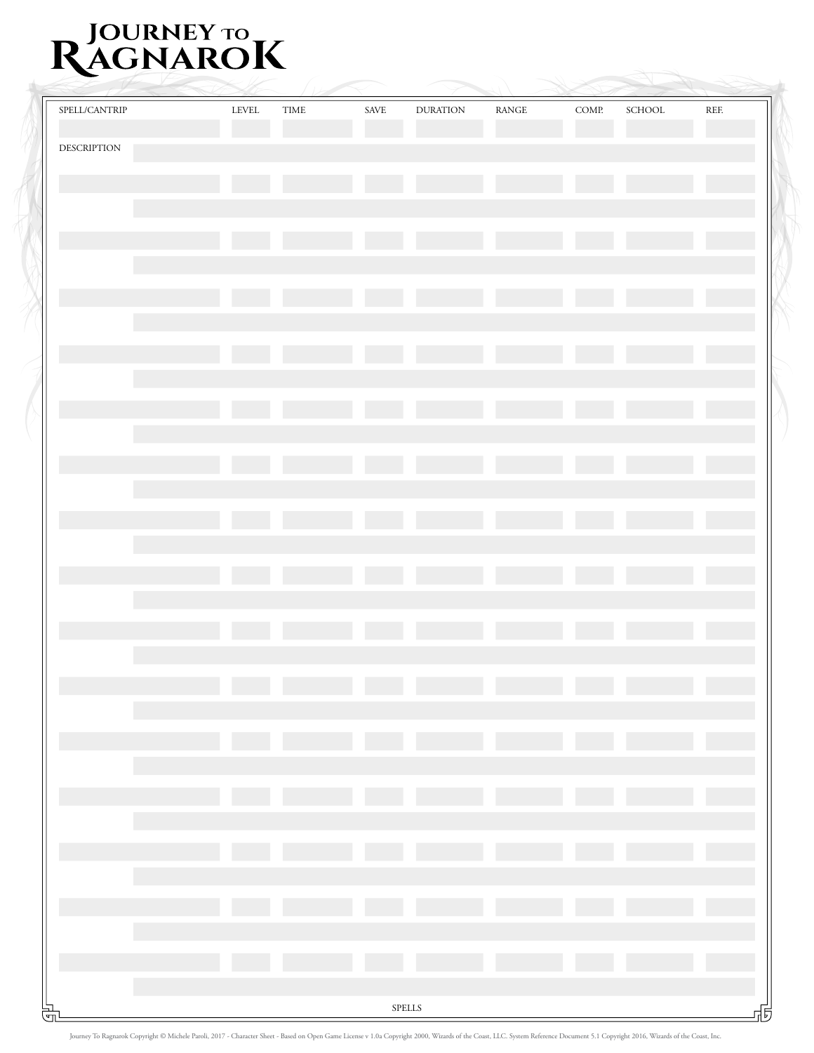# JOURNEY TO RAGNAROK

| SPELL/CANTRIP | LEVEL | TIME | SAVE | DURATION | RANGE | COMP. | SCHOOL | REF. |
|---|---|---|---|---|---|---|---|---|
| | | | | | | | | |

DESCRIPTION

SPELLS

Journey To Ragnarok Copyright © Michele Paroli, 2017 - Character Sheet - Based on Open Game License v 1.0a Copyright 2000, Wizards of the Coast, LLC. System Reference Document 5.1 Copyright 2016, Wizards of the Coast, Inc.